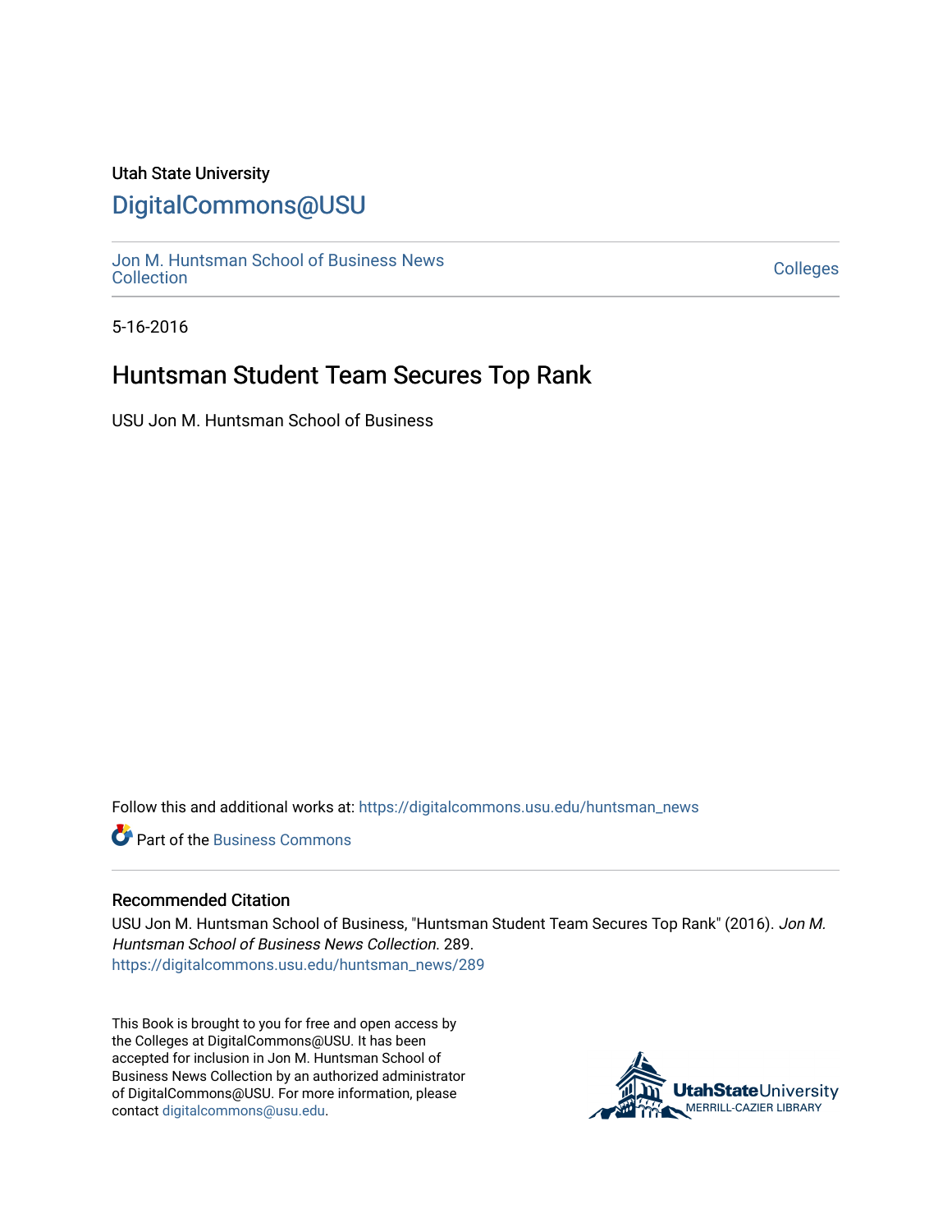Utah State University

# DigitalCommons@USU

Jon M. Huntsman School of Business News Collection | Colleges

5-16-2016

## Huntsman Student Team Secures Top Rank

USU Jon M. Huntsman School of Business

Follow this and additional works at: https://digitalcommons.usu.edu/huntsman_news

Part of the Business Commons

### Recommended Citation

USU Jon M. Huntsman School of Business, "Huntsman Student Team Secures Top Rank" (2016). *Jon M. Huntsman School of Business News Collection*. 289.
https://digitalcommons.usu.edu/huntsman_news/289

This Book is brought to you for free and open access by the Colleges at DigitalCommons@USU. It has been accepted for inclusion in Jon M. Huntsman School of Business News Collection by an authorized administrator of DigitalCommons@USU. For more information, please contact digitalcommons@usu.edu.

UtahStateUniversity MERRILL-CAZIER LIBRARY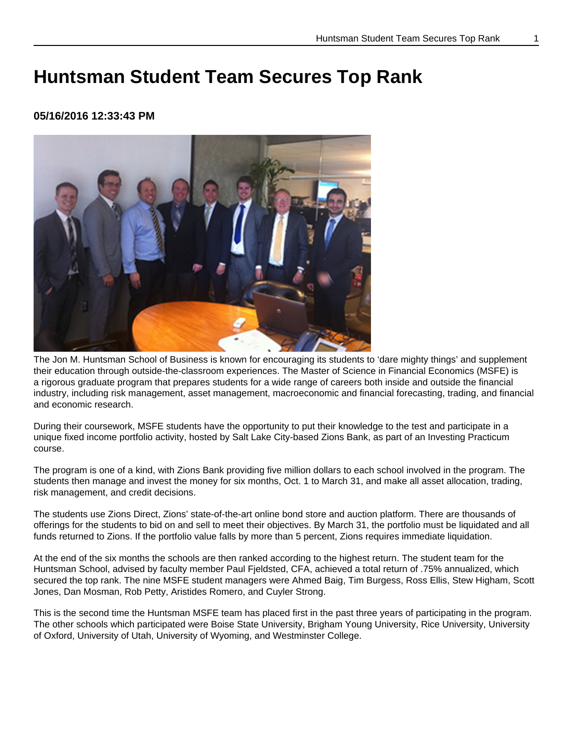# Huntsman Student Team Secures Top Rank

**05/16/2016 12:33:43 PM**

The Jon M. Huntsman School of Business is known for encouraging its students to 'dare mighty things' and supplement their education through outside-the-classroom experiences. The Master of Science in Financial Economics (MSFE) is a rigorous graduate program that prepares students for a wide range of careers both inside and outside the financial industry, including risk management, asset management, macroeconomic and financial forecasting, trading, and financial and economic research.

During their coursework, MSFE students have the opportunity to put their knowledge to the test and participate in a unique fixed income portfolio activity, hosted by Salt Lake City-based Zions Bank, as part of an Investing Practicum course.

The program is one of a kind, with Zions Bank providing five million dollars to each school involved in the program. The students then manage and invest the money for six months, Oct. 1 to March 31, and make all asset allocation, trading, risk management, and credit decisions.

The students use Zions Direct, Zions' state-of-the-art online bond store and auction platform. There are thousands of offerings for the students to bid on and sell to meet their objectives. By March 31, the portfolio must be liquidated and all funds returned to Zions. If the portfolio value falls by more than 5 percent, Zions requires immediate liquidation.

At the end of the six months the schools are then ranked according to the highest return. The student team for the Huntsman School, advised by faculty member Paul Fjeldsted, CFA, achieved a total return of .75% annualized, which secured the top rank. The nine MSFE student managers were Ahmed Baig, Tim Burgess, Ross Ellis, Stew Higham, Scott Jones, Dan Mosman, Rob Petty, Aristides Romero, and Cuyler Strong.

This is the second time the Huntsman MSFE team has placed first in the past three years of participating in the program. The other schools which participated were Boise State University, Brigham Young University, Rice University, University of Oxford, University of Utah, University of Wyoming, and Westminster College.